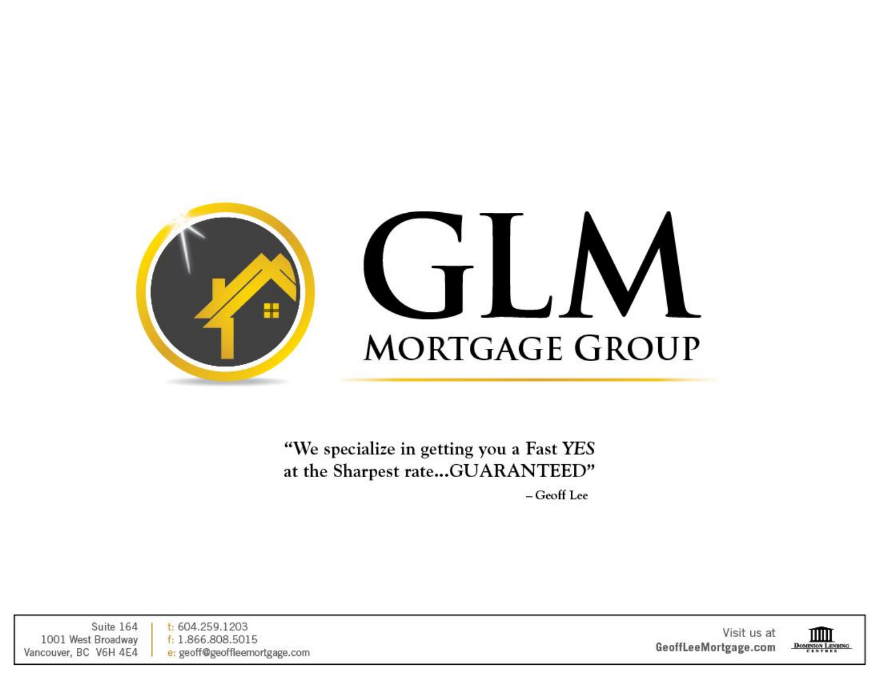# GLM

## MORTGAGE GROUP

"We specialize in getting you a Fast *YES* at the Sharpest rate...GUARANTEED"

– Geoff Lee

Suite 164
1001 West Broadway
Vancouver, BC V6H 4E4

t: 604.259.1203
f: 1.866.808.5015
e: geoff@geoffleemortgage.com

Visit us at
**GeoffLeeMortgage.com**

Dominion Lending Centres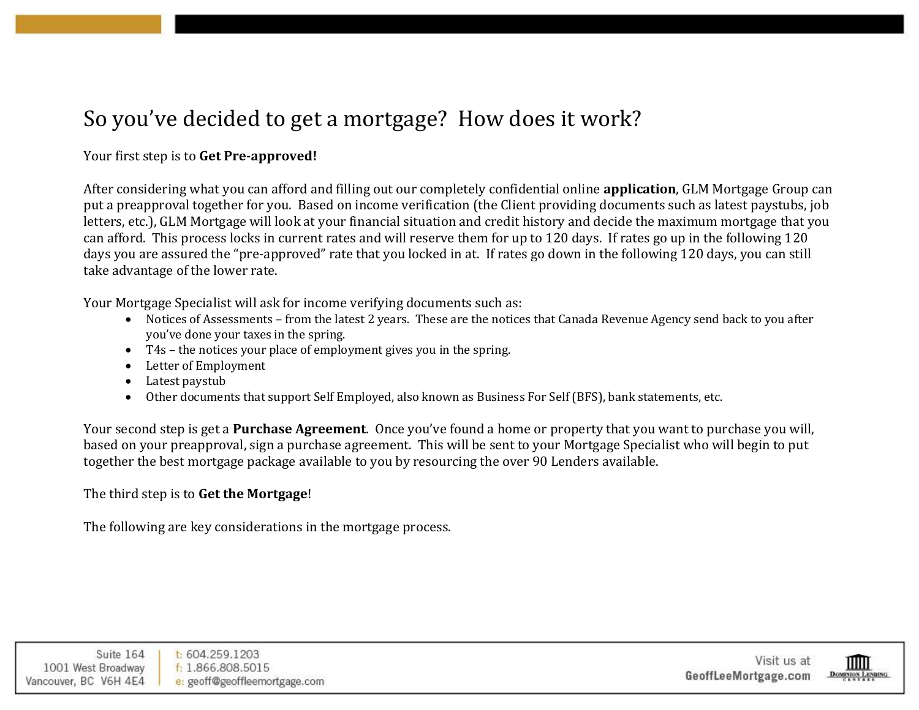# So you've decided to get a mortgage? How does it work?

Your first step is to **Get Pre-approved!**

After considering what you can afford and filling out our completely confidential online **application**, GLM Mortgage Group can put a preapproval together for you. Based on income verification (the Client providing documents such as latest paystubs, job letters, etc.), GLM Mortgage will look at your financial situation and credit history and decide the maximum mortgage that you can afford. This process locks in current rates and will reserve them for up to 120 days. If rates go up in the following 120 days you are assured the "pre-approved" rate that you locked in at. If rates go down in the following 120 days, you can still take advantage of the lower rate.

Your Mortgage Specialist will ask for income verifying documents such as:

- Notices of Assessments – from the latest 2 years. These are the notices that Canada Revenue Agency send back to you after you've done your taxes in the spring.
- T4s – the notices your place of employment gives you in the spring.
- Letter of Employment
- Latest paystub
- Other documents that support Self Employed, also known as Business For Self (BFS), bank statements, etc.

Your second step is get a **Purchase Agreement**. Once you've found a home or property that you want to purchase you will, based on your preapproval, sign a purchase agreement. This will be sent to your Mortgage Specialist who will begin to put together the best mortgage package available to you by resourcing the over 90 Lenders available.

The third step is to **Get the Mortgage**!

The following are key considerations in the mortgage process.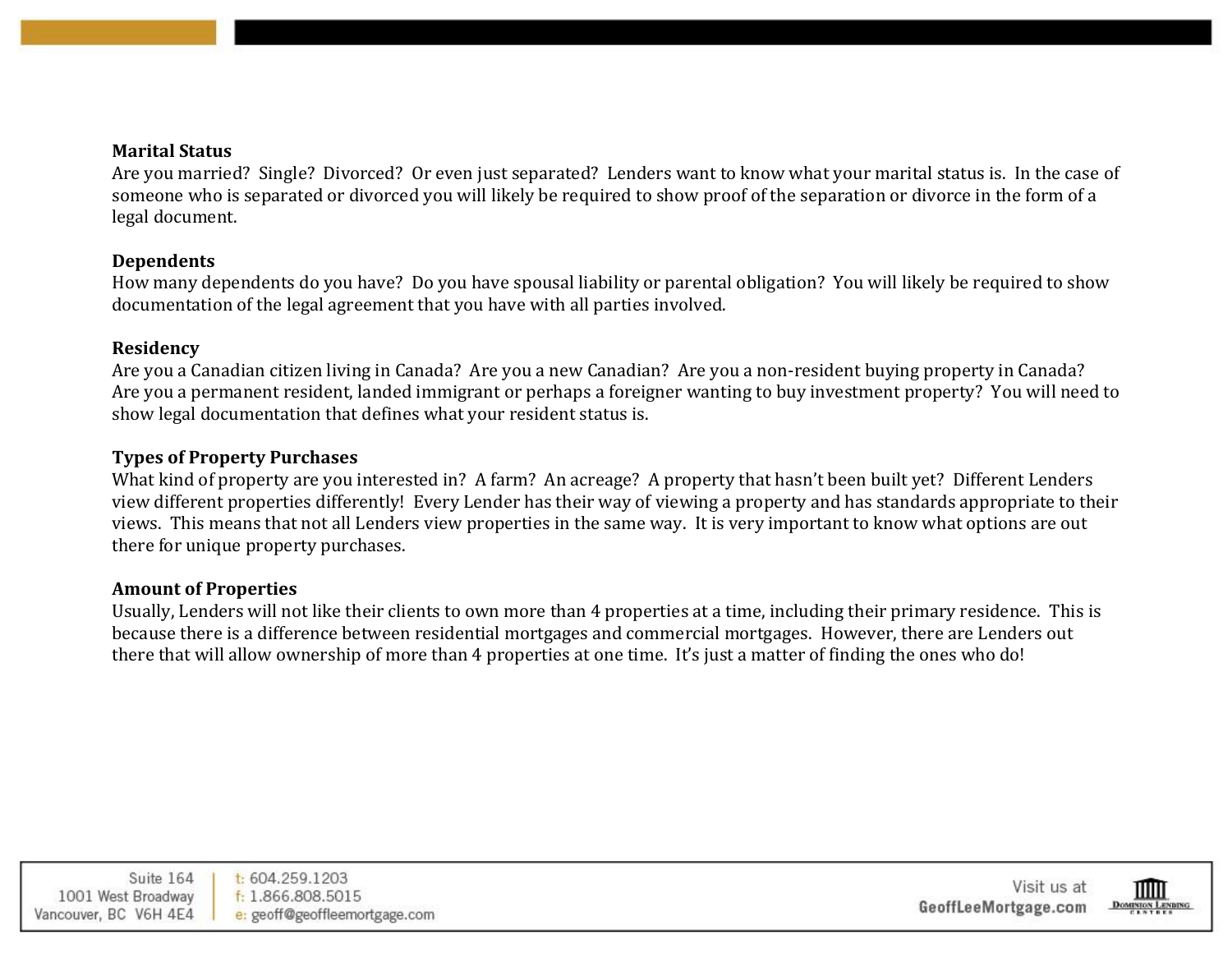**Marital Status**

Are you married? Single? Divorced? Or even just separated? Lenders want to know what your marital status is. In the case of someone who is separated or divorced you will likely be required to show proof of the separation or divorce in the form of a legal document.

**Dependents**

How many dependents do you have? Do you have spousal liability or parental obligation? You will likely be required to show documentation of the legal agreement that you have with all parties involved.

**Residency**

Are you a Canadian citizen living in Canada? Are you a new Canadian? Are you a non-resident buying property in Canada? Are you a permanent resident, landed immigrant or perhaps a foreigner wanting to buy investment property? You will need to show legal documentation that defines what your resident status is.

**Types of Property Purchases**

What kind of property are you interested in? A farm? An acreage? A property that hasn't been built yet? Different Lenders view different properties differently! Every Lender has their way of viewing a property and has standards appropriate to their views. This means that not all Lenders view properties in the same way. It is very important to know what options are out there for unique property purchases.

**Amount of Properties**

Usually, Lenders will not like their clients to own more than 4 properties at a time, including their primary residence. This is because there is a difference between residential mortgages and commercial mortgages. However, there are Lenders out there that will allow ownership of more than 4 properties at one time. It's just a matter of finding the ones who do!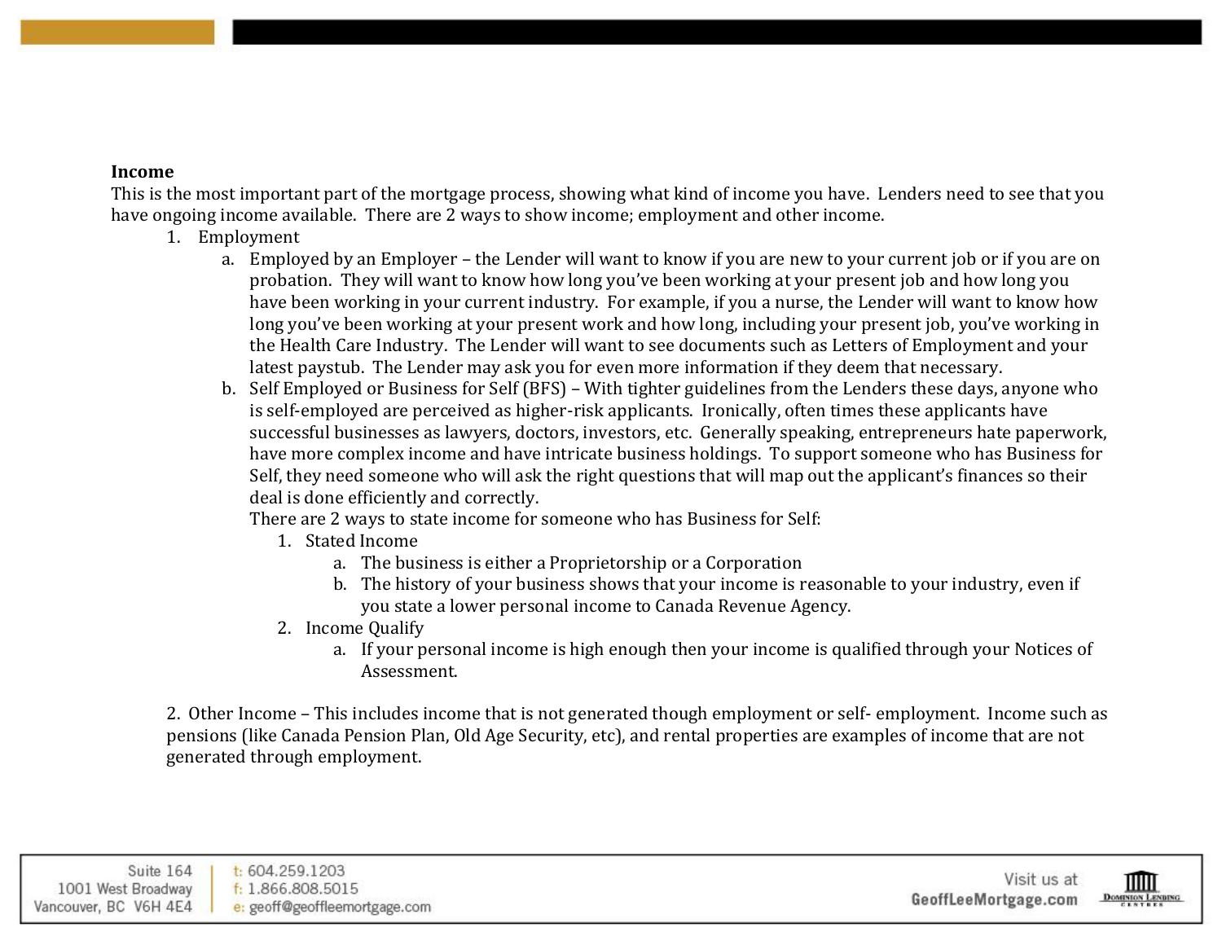**Income**

This is the most important part of the mortgage process, showing what kind of income you have. Lenders need to see that you have ongoing income available. There are 2 ways to show income; employment and other income.

1. Employment
   a. Employed by an Employer – the Lender will want to know if you are new to your current job or if you are on probation. They will want to know how long you've been working at your present job and how long you have been working in your current industry. For example, if you a nurse, the Lender will want to know how long you've been working at your present work and how long, including your present job, you've working in the Health Care Industry. The Lender will want to see documents such as Letters of Employment and your latest paystub. The Lender may ask you for even more information if they deem that necessary.
   b. Self Employed or Business for Self (BFS) – With tighter guidelines from the Lenders these days, anyone who is self-employed are perceived as higher-risk applicants. Ironically, often times these applicants have successful businesses as lawyers, doctors, investors, etc. Generally speaking, entrepreneurs hate paperwork, have more complex income and have intricate business holdings. To support someone who has Business for Self, they need someone who will ask the right questions that will map out the applicant's finances so their deal is done efficiently and correctly.

      There are 2 ways to state income for someone who has Business for Self:

      1. Stated Income
         a. The business is either a Proprietorship or a Corporation
         b. The history of your business shows that your income is reasonable to your industry, even if you state a lower personal income to Canada Revenue Agency.
      2. Income Qualify
         a. If your personal income is high enough then your income is qualified through your Notices of Assessment.

2. Other Income – This includes income that is not generated though employment or self- employment. Income such as pensions (like Canada Pension Plan, Old Age Security, etc), and rental properties are examples of income that are not generated through employment.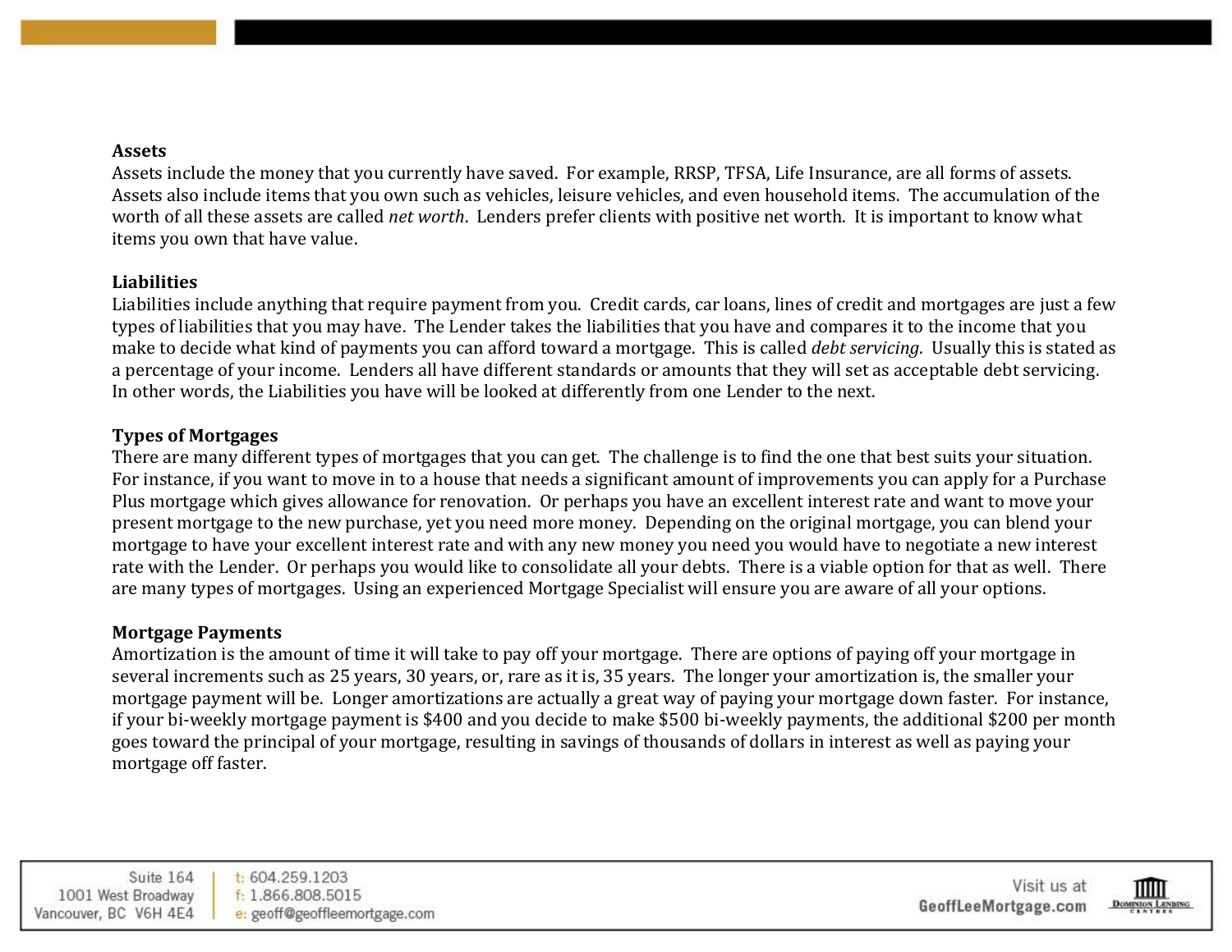## Assets

Assets include the money that you currently have saved. For example, RRSP, TFSA, Life Insurance, are all forms of assets. Assets also include items that you own such as vehicles, leisure vehicles, and even household items. The accumulation of the worth of all these assets are called *net worth*. Lenders prefer clients with positive net worth. It is important to know what items you own that have value.

## Liabilities

Liabilities include anything that require payment from you. Credit cards, car loans, lines of credit and mortgages are just a few types of liabilities that you may have. The Lender takes the liabilities that you have and compares it to the income that you make to decide what kind of payments you can afford toward a mortgage. This is called *debt servicing*. Usually this is stated as a percentage of your income. Lenders all have different standards or amounts that they will set as acceptable debt servicing. In other words, the Liabilities you have will be looked at differently from one Lender to the next.

## Types of Mortgages

There are many different types of mortgages that you can get. The challenge is to find the one that best suits your situation. For instance, if you want to move in to a house that needs a significant amount of improvements you can apply for a Purchase Plus mortgage which gives allowance for renovation. Or perhaps you have an excellent interest rate and want to move your present mortgage to the new purchase, yet you need more money. Depending on the original mortgage, you can blend your mortgage to have your excellent interest rate and with any new money you need you would have to negotiate a new interest rate with the Lender. Or perhaps you would like to consolidate all your debts. There is a viable option for that as well. There are many types of mortgages. Using an experienced Mortgage Specialist will ensure you are aware of all your options.

## Mortgage Payments

Amortization is the amount of time it will take to pay off your mortgage. There are options of paying off your mortgage in several increments such as 25 years, 30 years, or, rare as it is, 35 years. The longer your amortization is, the smaller your mortgage payment will be. Longer amortizations are actually a great way of paying your mortgage down faster. For instance, if your bi-weekly mortgage payment is $400 and you decide to make $500 bi-weekly payments, the additional $200 per month goes toward the principal of your mortgage, resulting in savings of thousands of dollars in interest as well as paying your mortgage off faster.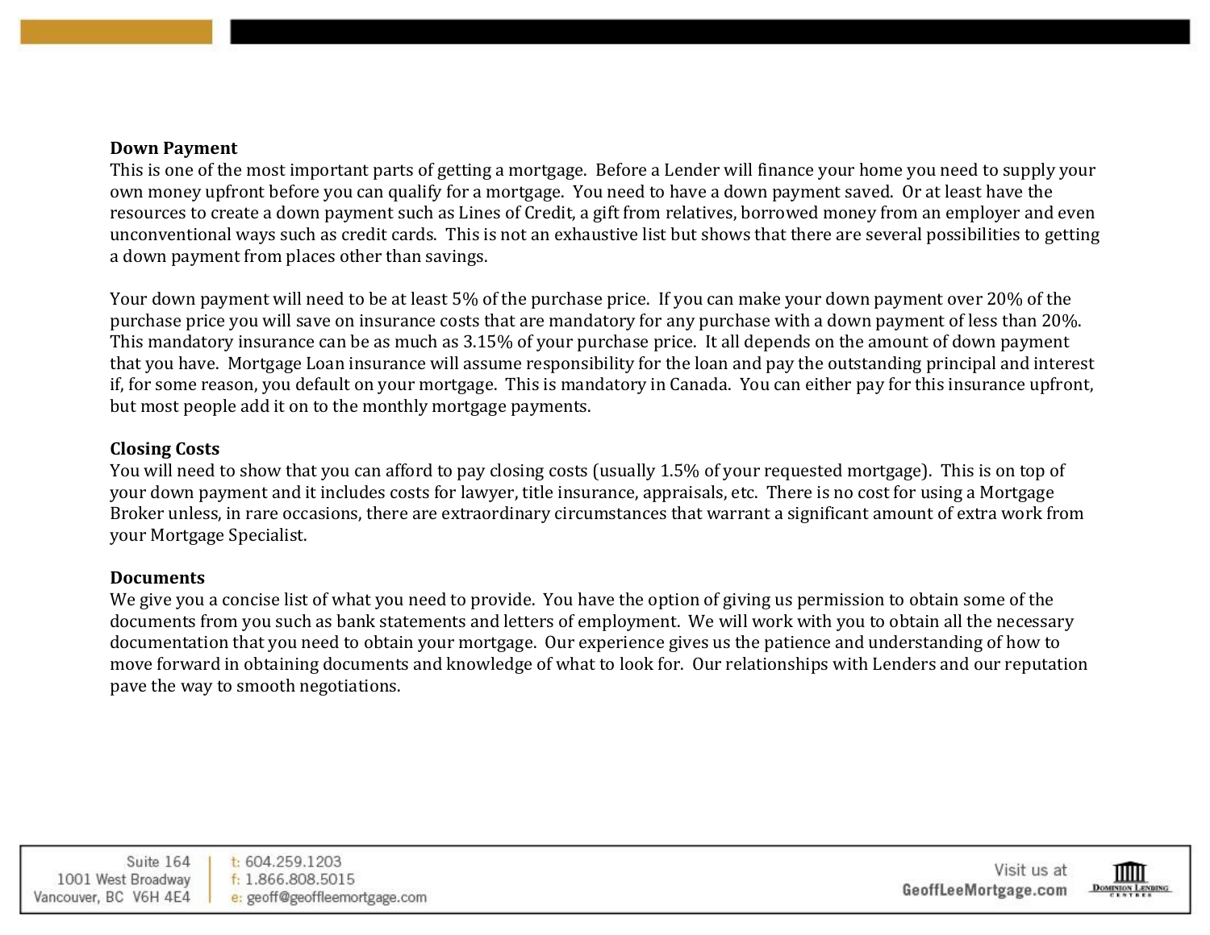**Down Payment**

This is one of the most important parts of getting a mortgage. Before a Lender will finance your home you need to supply your own money upfront before you can qualify for a mortgage. You need to have a down payment saved. Or at least have the resources to create a down payment such as Lines of Credit, a gift from relatives, borrowed money from an employer and even unconventional ways such as credit cards. This is not an exhaustive list but shows that there are several possibilities to getting a down payment from places other than savings.

Your down payment will need to be at least 5% of the purchase price. If you can make your down payment over 20% of the purchase price you will save on insurance costs that are mandatory for any purchase with a down payment of less than 20%. This mandatory insurance can be as much as 3.15% of your purchase price. It all depends on the amount of down payment that you have. Mortgage Loan insurance will assume responsibility for the loan and pay the outstanding principal and interest if, for some reason, you default on your mortgage. This is mandatory in Canada. You can either pay for this insurance upfront, but most people add it on to the monthly mortgage payments.

**Closing Costs**

You will need to show that you can afford to pay closing costs (usually 1.5% of your requested mortgage). This is on top of your down payment and it includes costs for lawyer, title insurance, appraisals, etc. There is no cost for using a Mortgage Broker unless, in rare occasions, there are extraordinary circumstances that warrant a significant amount of extra work from your Mortgage Specialist.

**Documents**

We give you a concise list of what you need to provide. You have the option of giving us permission to obtain some of the documents from you such as bank statements and letters of employment. We will work with you to obtain all the necessary documentation that you need to obtain your mortgage. Our experience gives us the patience and understanding of how to move forward in obtaining documents and knowledge of what to look for. Our relationships with Lenders and our reputation pave the way to smooth negotiations.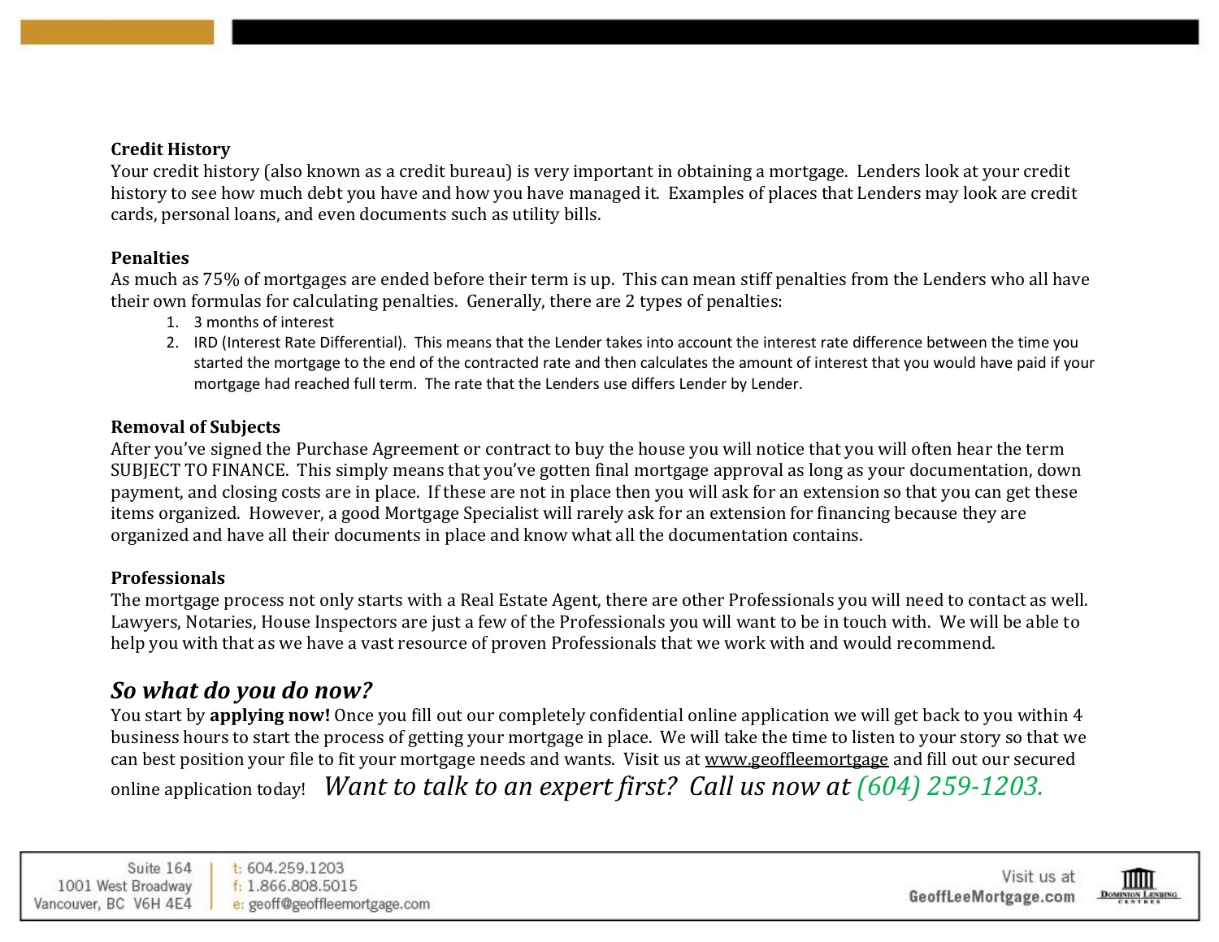**Credit History**
Your credit history (also known as a credit bureau) is very important in obtaining a mortgage. Lenders look at your credit history to see how much debt you have and how you have managed it. Examples of places that Lenders may look are credit cards, personal loans, and even documents such as utility bills.

**Penalties**
As much as 75% of mortgages are ended before their term is up. This can mean stiff penalties from the Lenders who all have their own formulas for calculating penalties. Generally, there are 2 types of penalties:

1. 3 months of interest
2. IRD (Interest Rate Differential). This means that the Lender takes into account the interest rate difference between the time you started the mortgage to the end of the contracted rate and then calculates the amount of interest that you would have paid if your mortgage had reached full term. The rate that the Lenders use differs Lender by Lender.

**Removal of Subjects**
After you've signed the Purchase Agreement or contract to buy the house you will notice that you will often hear the term SUBJECT TO FINANCE. This simply means that you've gotten final mortgage approval as long as your documentation, down payment, and closing costs are in place. If these are not in place then you will ask for an extension so that you can get these items organized. However, a good Mortgage Specialist will rarely ask for an extension for financing because they are organized and have all their documents in place and know what all the documentation contains.

**Professionals**
The mortgage process not only starts with a Real Estate Agent, there are other Professionals you will need to contact as well. Lawyers, Notaries, House Inspectors are just a few of the Professionals you will want to be in touch with. We will be able to help you with that as we have a vast resource of proven Professionals that we work with and would recommend.

## *So what do you do now?*

You start by **applying now!** Once you fill out our completely confidential online application we will get back to you within 4 business hours to start the process of getting your mortgage in place. We will take the time to listen to your story so that we can best position your file to fit your mortgage needs and wants. Visit us at www.geoffleemortgage and fill out our secured online application today! *Want to talk to an expert first? Call us now at (604) 259-1203.*

Suite 164
1001 West Broadway
Vancouver, BC V6H 4E4

t: 604.259.1203
f: 1.866.808.5015
e: geoff@geoffleemortgage.com

Visit us at
GeoffLeeMortgage.com

Dominion Lending Centres